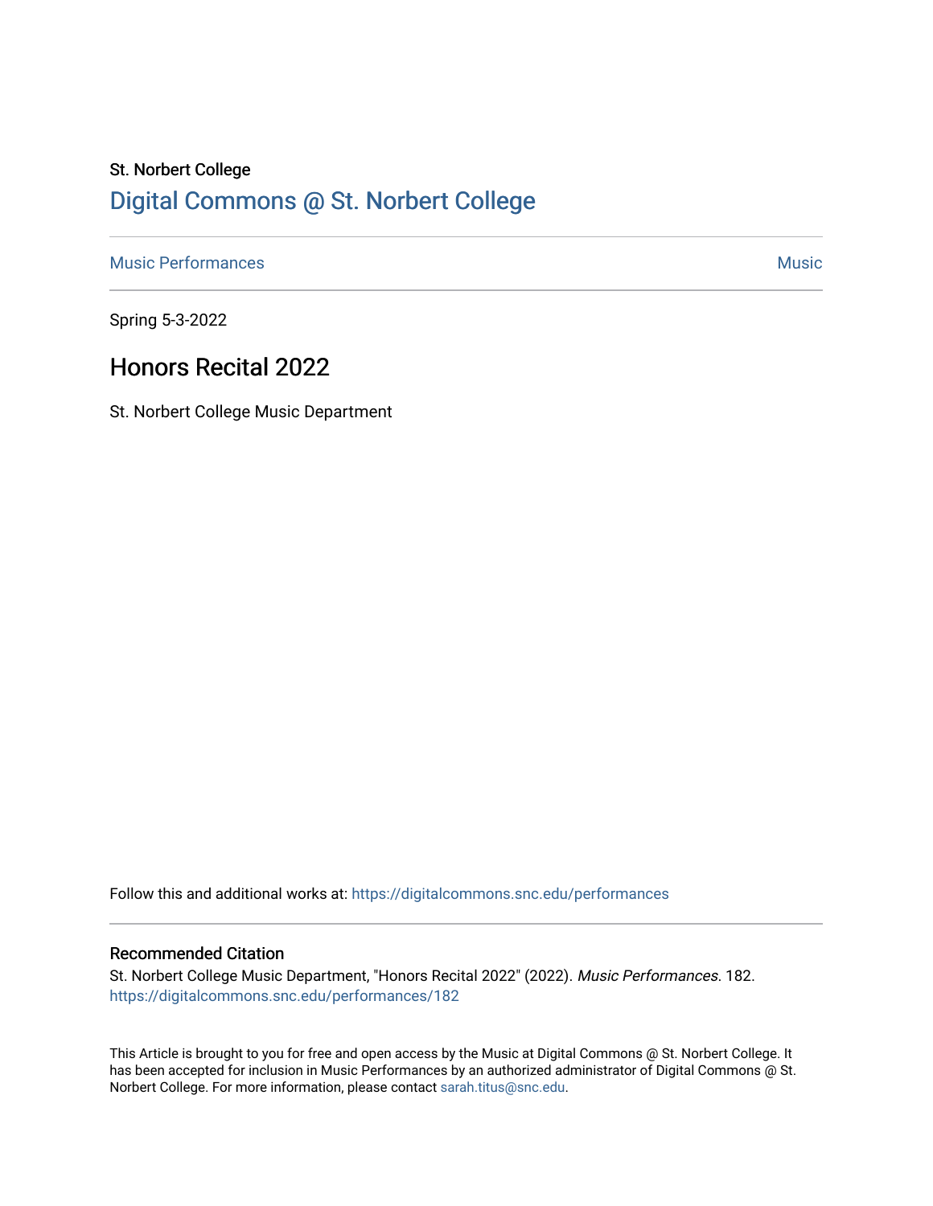St. Norbert College

# Digital Commons @ St. Norbert College

Music Performances | Music

Spring 5-3-2022

## Honors Recital 2022

St. Norbert College Music Department

Follow this and additional works at: https://digitalcommons.snc.edu/performances

### Recommended Citation

St. Norbert College Music Department, "Honors Recital 2022" (2022). *Music Performances*. 182.
https://digitalcommons.snc.edu/performances/182

This Article is brought to you for free and open access by the Music at Digital Commons @ St. Norbert College. It has been accepted for inclusion in Music Performances by an authorized administrator of Digital Commons @ St. Norbert College. For more information, please contact sarah.titus@snc.edu.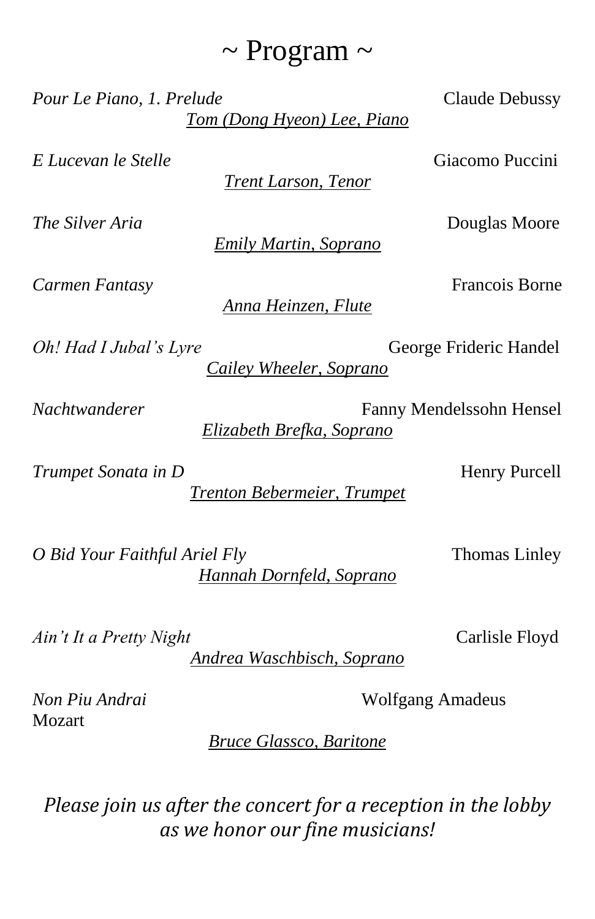# ~ Program ~

*Pour Le Piano, 1. Prelude* — Claude Debussy
*Tom (Dong Hyeon) Lee, Piano*

*E Lucevan le Stelle* — Giacomo Puccini
*Trent Larson, Tenor*

*The Silver Aria* — Douglas Moore
*Emily Martin, Soprano*

*Carmen Fantasy* — Francois Borne
*Anna Heinzen, Flute*

*Oh! Had I Jubal's Lyre* — George Frideric Handel
*Cailey Wheeler, Soprano*

*Nachtwanderer* — Fanny Mendelssohn Hensel
*Elizabeth Brefka, Soprano*

*Trumpet Sonata in D* — Henry Purcell
*Trenton Bebermeier, Trumpet*

*O Bid Your Faithful Ariel Fly* — Thomas Linley
*Hannah Dornfeld, Soprano*

*Ain't It a Pretty Night* — Carlisle Floyd
*Andrea Waschbisch, Soprano*

*Non Piu Andrai* — Wolfgang Amadeus Mozart
*Bruce Glassco, Baritone*

*Please join us after the concert for a reception in the lobby as we honor our fine musicians!*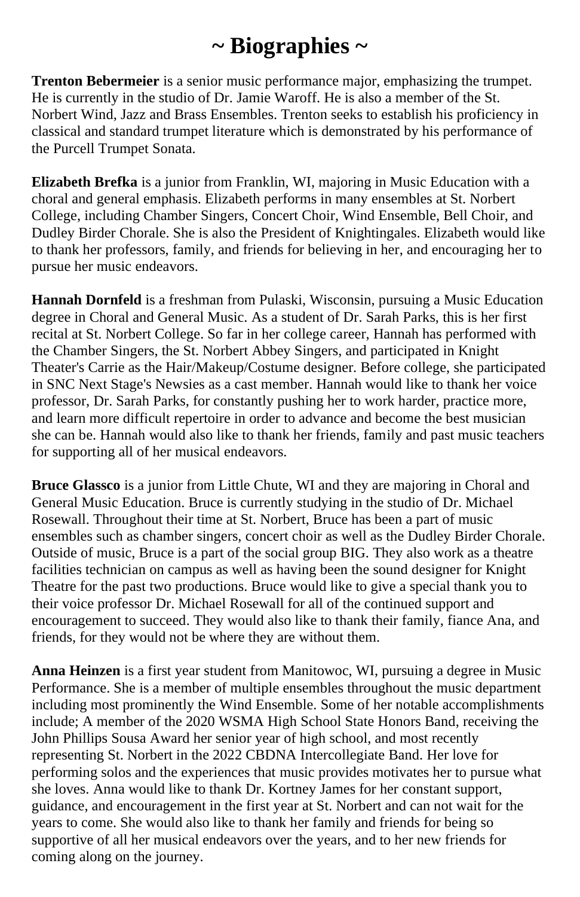# ~ Biographies ~

**Trenton Bebermeier** is a senior music performance major, emphasizing the trumpet. He is currently in the studio of Dr. Jamie Waroff. He is also a member of the St. Norbert Wind, Jazz and Brass Ensembles. Trenton seeks to establish his proficiency in classical and standard trumpet literature which is demonstrated by his performance of the Purcell Trumpet Sonata.

**Elizabeth Brefka** is a junior from Franklin, WI, majoring in Music Education with a choral and general emphasis. Elizabeth performs in many ensembles at St. Norbert College, including Chamber Singers, Concert Choir, Wind Ensemble, Bell Choir, and Dudley Birder Chorale. She is also the President of Knightingales. Elizabeth would like to thank her professors, family, and friends for believing in her, and encouraging her to pursue her music endeavors.

**Hannah Dornfeld** is a freshman from Pulaski, Wisconsin, pursuing a Music Education degree in Choral and General Music. As a student of Dr. Sarah Parks, this is her first recital at St. Norbert College. So far in her college career, Hannah has performed with the Chamber Singers, the St. Norbert Abbey Singers, and participated in Knight Theater's Carrie as the Hair/Makeup/Costume designer. Before college, she participated in SNC Next Stage's Newsies as a cast member. Hannah would like to thank her voice professor, Dr. Sarah Parks, for constantly pushing her to work harder, practice more, and learn more difficult repertoire in order to advance and become the best musician she can be. Hannah would also like to thank her friends, family and past music teachers for supporting all of her musical endeavors.

**Bruce Glassco** is a junior from Little Chute, WI and they are majoring in Choral and General Music Education. Bruce is currently studying in the studio of Dr. Michael Rosewall. Throughout their time at St. Norbert, Bruce has been a part of music ensembles such as chamber singers, concert choir as well as the Dudley Birder Chorale. Outside of music, Bruce is a part of the social group BIG. They also work as a theatre facilities technician on campus as well as having been the sound designer for Knight Theatre for the past two productions. Bruce would like to give a special thank you to their voice professor Dr. Michael Rosewall for all of the continued support and encouragement to succeed. They would also like to thank their family, fiance Ana, and friends, for they would not be where they are without them.

**Anna Heinzen** is a first year student from Manitowoc, WI, pursuing a degree in Music Performance. She is a member of multiple ensembles throughout the music department including most prominently the Wind Ensemble. Some of her notable accomplishments include; A member of the 2020 WSMA High School State Honors Band, receiving the John Phillips Sousa Award her senior year of high school, and most recently representing St. Norbert in the 2022 CBDNA Intercollegiate Band. Her love for performing solos and the experiences that music provides motivates her to pursue what she loves. Anna would like to thank Dr. Kortney James for her constant support, guidance, and encouragement in the first year at St. Norbert and can not wait for the years to come. She would also like to thank her family and friends for being so supportive of all her musical endeavors over the years, and to her new friends for coming along on the journey.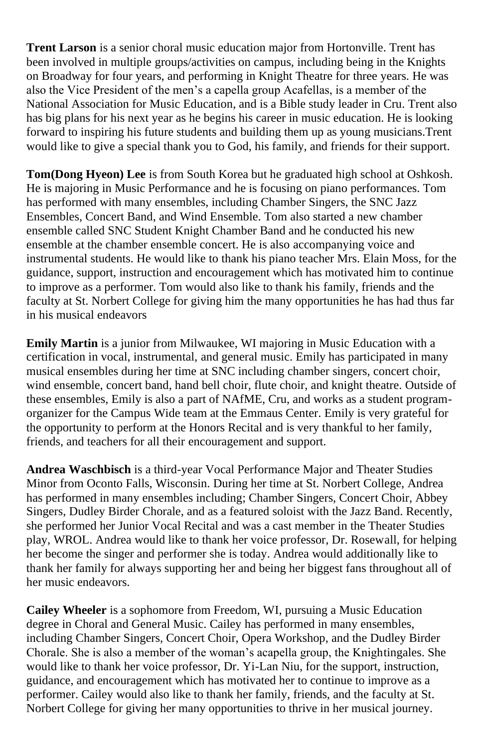**Trent Larson** is a senior choral music education major from Hortonville. Trent has been involved in multiple groups/activities on campus, including being in the Knights on Broadway for four years, and performing in Knight Theatre for three years. He was also the Vice President of the men's a capella group Acafellas, is a member of the National Association for Music Education, and is a Bible study leader in Cru. Trent also has big plans for his next year as he begins his career in music education. He is looking forward to inspiring his future students and building them up as young musicians.Trent would like to give a special thank you to God, his family, and friends for their support.

**Tom(Dong Hyeon) Lee** is from South Korea but he graduated high school at Oshkosh. He is majoring in Music Performance and he is focusing on piano performances. Tom has performed with many ensembles, including Chamber Singers, the SNC Jazz Ensembles, Concert Band, and Wind Ensemble. Tom also started a new chamber ensemble called SNC Student Knight Chamber Band and he conducted his new ensemble at the chamber ensemble concert. He is also accompanying voice and instrumental students. He would like to thank his piano teacher Mrs. Elain Moss, for the guidance, support, instruction and encouragement which has motivated him to continue to improve as a performer. Tom would also like to thank his family, friends and the faculty at St. Norbert College for giving him the many opportunities he has had thus far in his musical endeavors

**Emily Martin** is a junior from Milwaukee, WI majoring in Music Education with a certification in vocal, instrumental, and general music. Emily has participated in many musical ensembles during her time at SNC including chamber singers, concert choir, wind ensemble, concert band, hand bell choir, flute choir, and knight theatre. Outside of these ensembles, Emily is also a part of NAfME, Cru, and works as a student program-organizer for the Campus Wide team at the Emmaus Center. Emily is very grateful for the opportunity to perform at the Honors Recital and is very thankful to her family, friends, and teachers for all their encouragement and support.

**Andrea Waschbisch** is a third-year Vocal Performance Major and Theater Studies Minor from Oconto Falls, Wisconsin. During her time at St. Norbert College, Andrea has performed in many ensembles including; Chamber Singers, Concert Choir, Abbey Singers, Dudley Birder Chorale, and as a featured soloist with the Jazz Band. Recently, she performed her Junior Vocal Recital and was a cast member in the Theater Studies play, WROL. Andrea would like to thank her voice professor, Dr. Rosewall, for helping her become the singer and performer she is today. Andrea would additionally like to thank her family for always supporting her and being her biggest fans throughout all of her music endeavors.

**Cailey Wheeler** is a sophomore from Freedom, WI, pursuing a Music Education degree in Choral and General Music. Cailey has performed in many ensembles, including Chamber Singers, Concert Choir, Opera Workshop, and the Dudley Birder Chorale. She is also a member of the woman's acapella group, the Knightingales. She would like to thank her voice professor, Dr. Yi-Lan Niu, for the support, instruction, guidance, and encouragement which has motivated her to continue to improve as a performer. Cailey would also like to thank her family, friends, and the faculty at St. Norbert College for giving her many opportunities to thrive in her musical journey.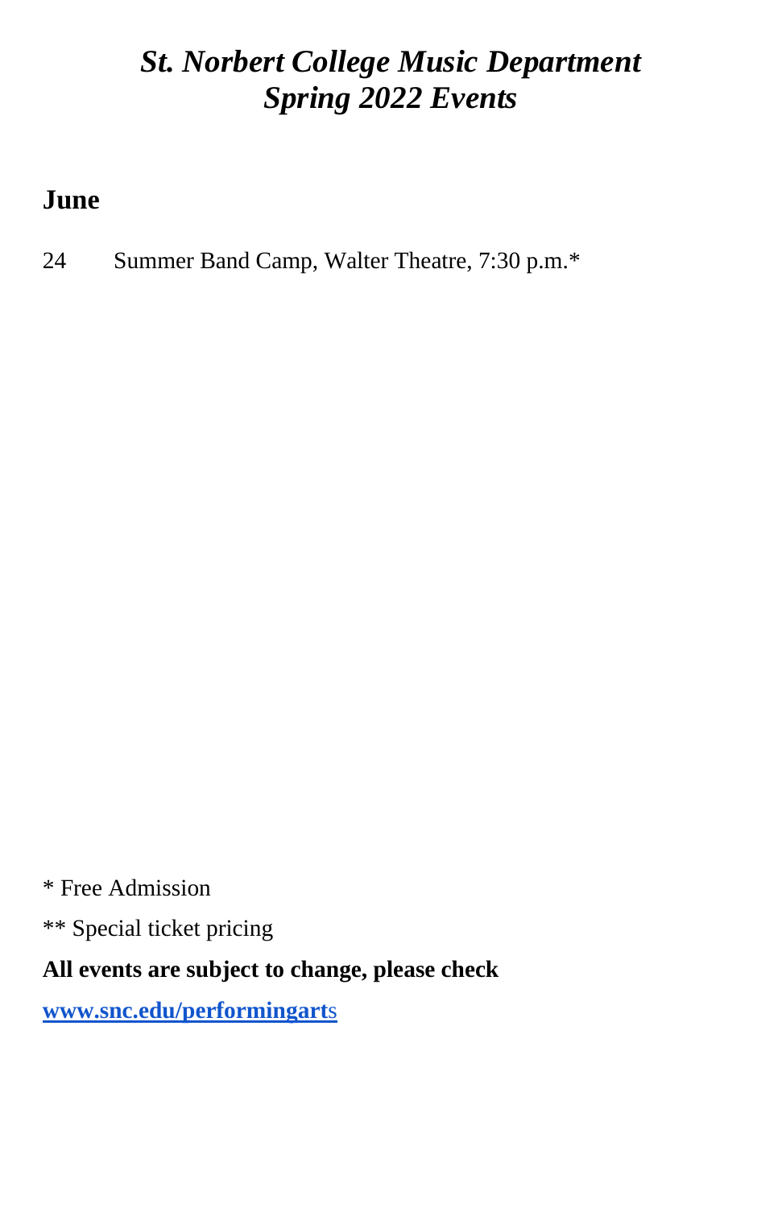# *St. Norbert College Music Department*
# *Spring 2022 Events*

## June

24 Summer Band Camp, Walter Theatre, 7:30 p.m.*

* Free Admission

** Special ticket pricing

**All events are subject to change, please check**

**www.snc.edu/performingarts**